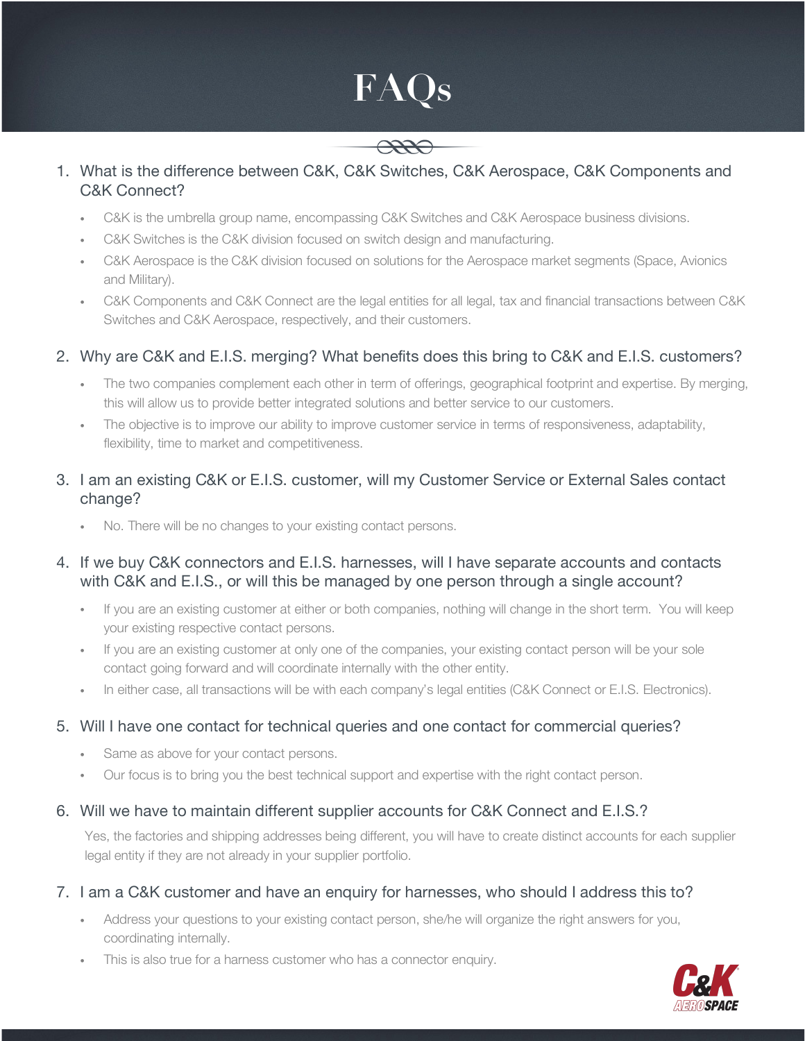# FAQs

1. What is the difference between C&K, C&K Switches, C&K Aerospace, C&K Components and C&K Connect?
   - C&K is the umbrella group name, encompassing C&K Switches and C&K Aerospace business divisions.
   - C&K Switches is the C&K division focused on switch design and manufacturing.
   - C&K Aerospace is the C&K division focused on solutions for the Aerospace market segments (Space, Avionics and Military).
   - C&K Components and C&K Connect are the legal entities for all legal, tax and financial transactions between C&K Switches and C&K Aerospace, respectively, and their customers.

2. Why are C&K and E.I.S. merging? What benefits does this bring to C&K and E.I.S. customers?
   - The two companies complement each other in term of offerings, geographical footprint and expertise. By merging, this will allow us to provide better integrated solutions and better service to our customers.
   - The objective is to improve our ability to improve customer service in terms of responsiveness, adaptability, flexibility, time to market and competitiveness.

3. I am an existing C&K or E.I.S. customer, will my Customer Service or External Sales contact change?
   - No. There will be no changes to your existing contact persons.

4. If we buy C&K connectors and E.I.S. harnesses, will I have separate accounts and contacts with C&K and E.I.S., or will this be managed by one person through a single account?
   - If you are an existing customer at either or both companies, nothing will change in the short term. You will keep your existing respective contact persons.
   - If you are an existing customer at only one of the companies, your existing contact person will be your sole contact going forward and will coordinate internally with the other entity.
   - In either case, all transactions will be with each company's legal entities (C&K Connect or E.I.S. Electronics).

5. Will I have one contact for technical queries and one contact for commercial queries?
   - Same as above for your contact persons.
   - Our focus is to bring you the best technical support and expertise with the right contact person.

6. Will we have to maintain different supplier accounts for C&K Connect and E.I.S.?

   Yes, the factories and shipping addresses being different, you will have to create distinct accounts for each supplier legal entity if they are not already in your supplier portfolio.

7. I am a C&K customer and have an enquiry for harnesses, who should I address this to?
   - Address your questions to your existing contact person, she/he will organize the right answers for you, coordinating internally.
   - This is also true for a harness customer who has a connector enquiry.

C&K AEROSPACE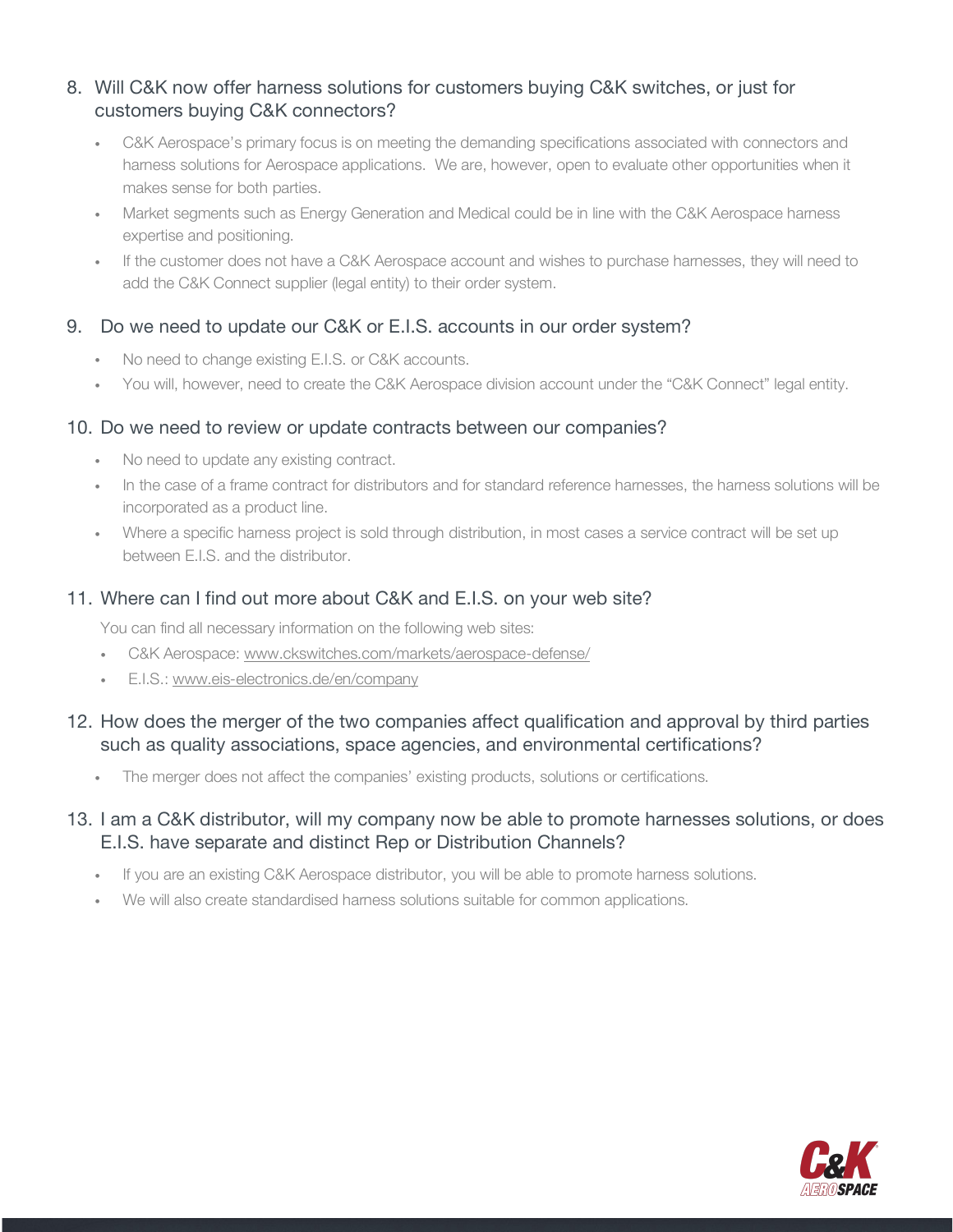8. Will C&K now offer harness solutions for customers buying C&K switches, or just for customers buying C&K connectors?

   - C&K Aerospace's primary focus is on meeting the demanding specifications associated with connectors and harness solutions for Aerospace applications. We are, however, open to evaluate other opportunities when it makes sense for both parties.
   - Market segments such as Energy Generation and Medical could be in line with the C&K Aerospace harness expertise and positioning.
   - If the customer does not have a C&K Aerospace account and wishes to purchase harnesses, they will need to add the C&K Connect supplier (legal entity) to their order system.

9. Do we need to update our C&K or E.I.S. accounts in our order system?

   - No need to change existing E.I.S. or C&K accounts.
   - You will, however, need to create the C&K Aerospace division account under the "C&K Connect" legal entity.

10. Do we need to review or update contracts between our companies?

    - No need to update any existing contract.
    - In the case of a frame contract for distributors and for standard reference harnesses, the harness solutions will be incorporated as a product line.
    - Where a specific harness project is sold through distribution, in most cases a service contract will be set up between E.I.S. and the distributor.

11. Where can I find out more about C&K and E.I.S. on your web site?

    You can find all necessary information on the following web sites:

    - C&K Aerospace: www.ckswitches.com/markets/aerospace-defense/
    - E.I.S.: www.eis-electronics.de/en/company

12. How does the merger of the two companies affect qualification and approval by third parties such as quality associations, space agencies, and environmental certifications?

    - The merger does not affect the companies' existing products, solutions or certifications.

13. I am a C&K distributor, will my company now be able to promote harnesses solutions, or does E.I.S. have separate and distinct Rep or Distribution Channels?

    - If you are an existing C&K Aerospace distributor, you will be able to promote harness solutions.
    - We will also create standardised harness solutions suitable for common applications.

C&K AEROSPACE